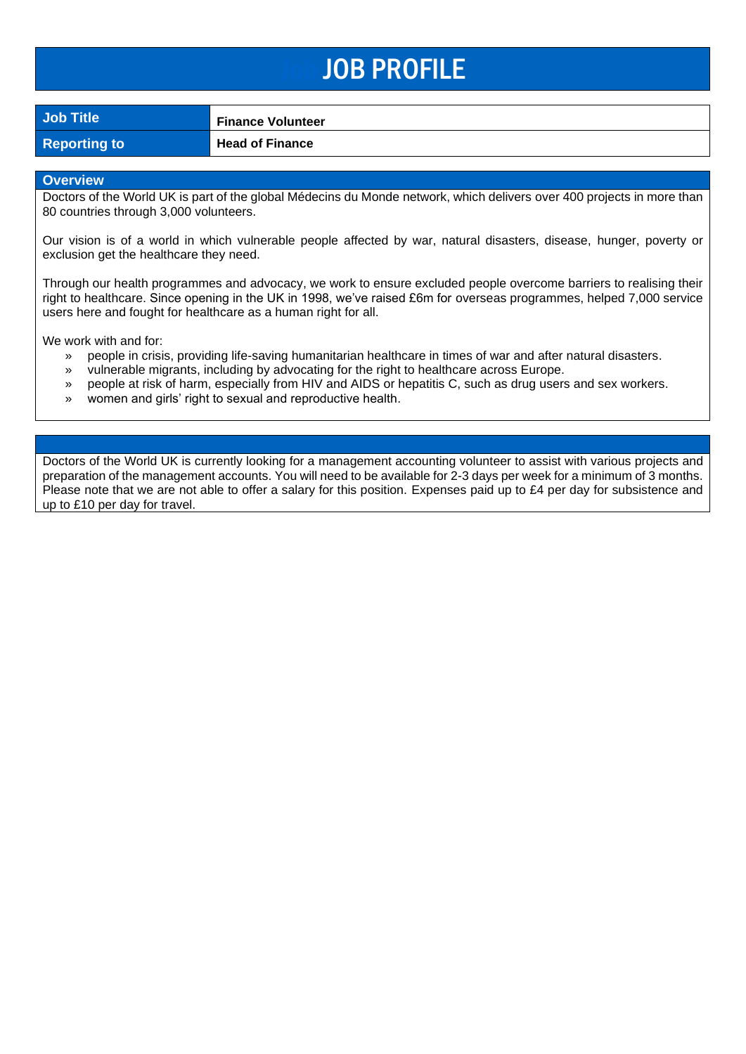# JOB PROFILE

| Job Title | Finance Volunteer |
| --- | --- |
| Reporting to | Head of Finance |

## Overview

Doctors of the World UK is part of the global Médecins du Monde network, which delivers over 400 projects in more than 80 countries through 3,000 volunteers.

Our vision is of a world in which vulnerable people affected by war, natural disasters, disease, hunger, poverty or exclusion get the healthcare they need.

Through our health programmes and advocacy, we work to ensure excluded people overcome barriers to realising their right to healthcare. Since opening in the UK in 1998, we've raised £6m for overseas programmes, helped 7,000 service users here and fought for healthcare as a human right for all.

We work with and for:

- people in crisis, providing life-saving humanitarian healthcare in times of war and after natural disasters.
- vulnerable migrants, including by advocating for the right to healthcare across Europe.
- people at risk of harm, especially from HIV and AIDS or hepatitis C, such as drug users and sex workers.
- women and girls' right to sexual and reproductive health.

Doctors of the World UK is currently looking for a management accounting volunteer to assist with various projects and preparation of the management accounts. You will need to be available for 2-3 days per week for a minimum of 3 months. Please note that we are not able to offer a salary for this position. Expenses paid up to £4 per day for subsistence and up to £10 per day for travel.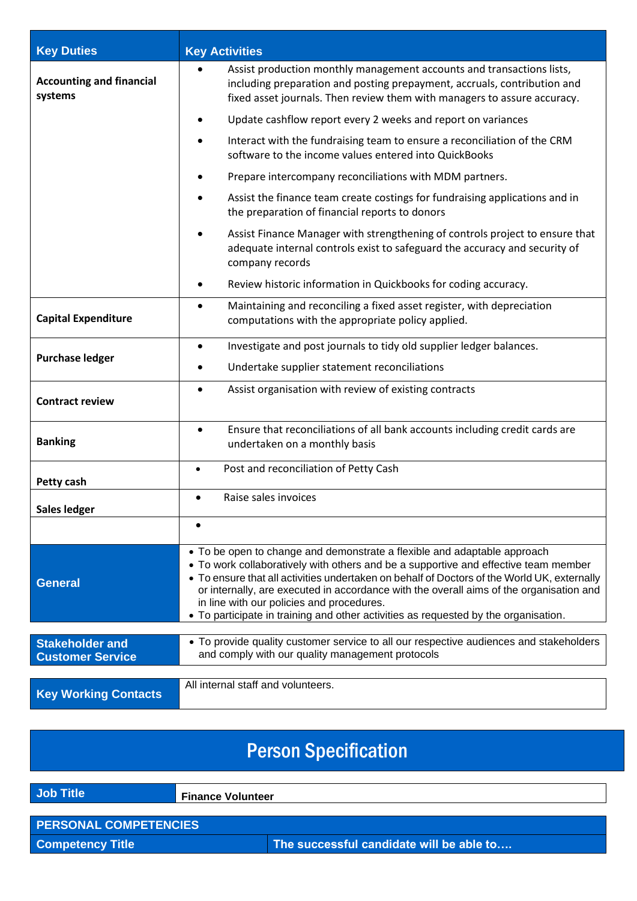| Key Duties | Key Activities |
|---|---|
| **Accounting and financial systems** | • Assist production monthly management accounts and transactions lists, including preparation and posting prepayment, accruals, contribution and fixed asset journals. Then review them with managers to assure accuracy.<br>• Update cashflow report every 2 weeks and report on variances<br>• Interact with the fundraising team to ensure a reconciliation of the CRM software to the income values entered into QuickBooks<br>• Prepare intercompany reconciliations with MDM partners.<br>• Assist the finance team create costings for fundraising applications and in the preparation of financial reports to donors<br>• Assist Finance Manager with strengthening of controls project to ensure that adequate internal controls exist to safeguard the accuracy and security of company records<br>• Review historic information in Quickbooks for coding accuracy. |
| **Capital Expenditure** | • Maintaining and reconciling a fixed asset register, with depreciation computations with the appropriate policy applied. |
| **Purchase ledger** | • Investigate and post journals to tidy old supplier ledger balances.<br>• Undertake supplier statement reconciliations |
| **Contract review** | • Assist organisation with review of existing contracts |
| **Banking** | • Ensure that reconciliations of all bank accounts including credit cards are undertaken on a monthly basis |
| **Petty cash** | • Post and reconciliation of Petty Cash |
| **Sales ledger** | • Raise sales invoices |
| | • |
| **General** | • To be open to change and demonstrate a flexible and adaptable approach<br>• To work collaboratively with others and be a supportive and effective team member<br>• To ensure that all activities undertaken on behalf of Doctors of the World UK, externally or internally, are executed in accordance with the overall aims of the organisation and in line with our policies and procedures.<br>• To participate in training and other activities as requested by the organisation. |

| **Stakeholder and Customer Service** | • To provide quality customer service to all our respective audiences and stakeholders and comply with our quality management protocols |
|---|---|

| **Key Working Contacts** | All internal staff and volunteers. |
|---|---|

# Person Specification

| **Job Title** | **Finance Volunteer** |
|---|---|

| **PERSONAL COMPETENCIES** | |
|---|---|
| **Competency Title** | **The successful candidate will be able to….** |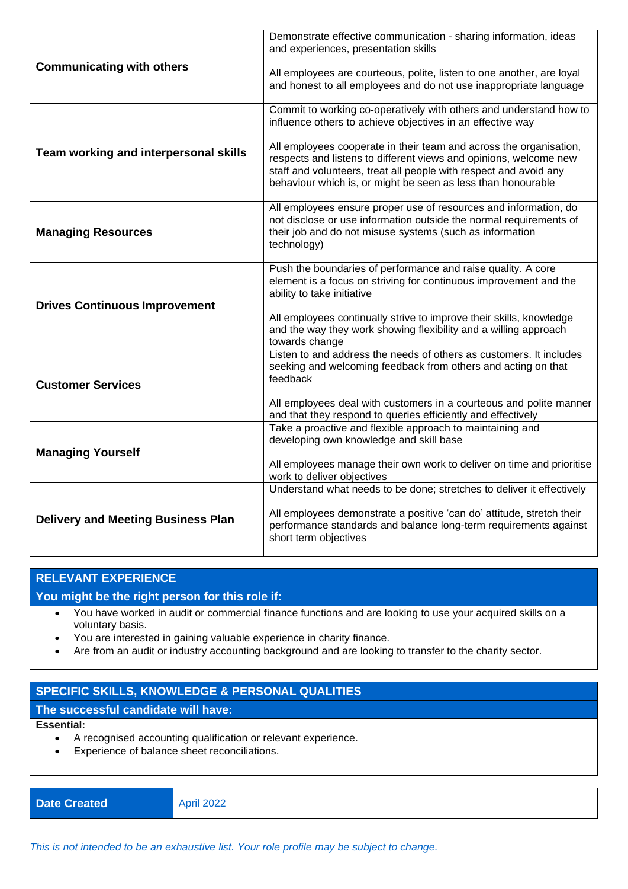| | |
|---|---|
| **Communicating with others** | Demonstrate effective communication - sharing information, ideas and experiences, presentation skills<br><br>All employees are courteous, polite, listen to one another, are loyal and honest to all employees and do not use inappropriate language |
| **Team working and interpersonal skills** | Commit to working co-operatively with others and understand how to influence others to achieve objectives in an effective way<br><br>All employees cooperate in their team and across the organisation, respects and listens to different views and opinions, welcome new staff and volunteers, treat all people with respect and avoid any behaviour which is, or might be seen as less than honourable |
| **Managing Resources** | All employees ensure proper use of resources and information, do not disclose or use information outside the normal requirements of their job and do not misuse systems (such as information technology) |
| **Drives Continuous Improvement** | Push the boundaries of performance and raise quality. A core element is a focus on striving for continuous improvement and the ability to take initiative<br><br>All employees continually strive to improve their skills, knowledge and the way they work showing flexibility and a willing approach towards change |
| **Customer Services** | Listen to and address the needs of others as customers. It includes seeking and welcoming feedback from others and acting on that feedback<br><br>All employees deal with customers in a courteous and polite manner and that they respond to queries efficiently and effectively |
| **Managing Yourself** | Take a proactive and flexible approach to maintaining and developing own knowledge and skill base<br><br>All employees manage their own work to deliver on time and prioritise work to deliver objectives |
| **Delivery and Meeting Business Plan** | Understand what needs to be done; stretches to deliver it effectively<br><br>All employees demonstrate a positive 'can do' attitude, stretch their performance standards and balance long-term requirements against short term objectives |

## RELEVANT EXPERIENCE

**You might be the right person for this role if:**

- You have worked in audit or commercial finance functions and are looking to use your acquired skills on a voluntary basis.
- You are interested in gaining valuable experience in charity finance.
- Are from an audit or industry accounting background and are looking to transfer to the charity sector.

## SPECIFIC SKILLS, KNOWLEDGE & PERSONAL QUALITIES

**The successful candidate will have:**

**Essential:**

- A recognised accounting qualification or relevant experience.
- Experience of balance sheet reconciliations.

| | |
|---|---|
| **Date Created** | April 2022 |

*This is not intended to be an exhaustive list. Your role profile may be subject to change.*